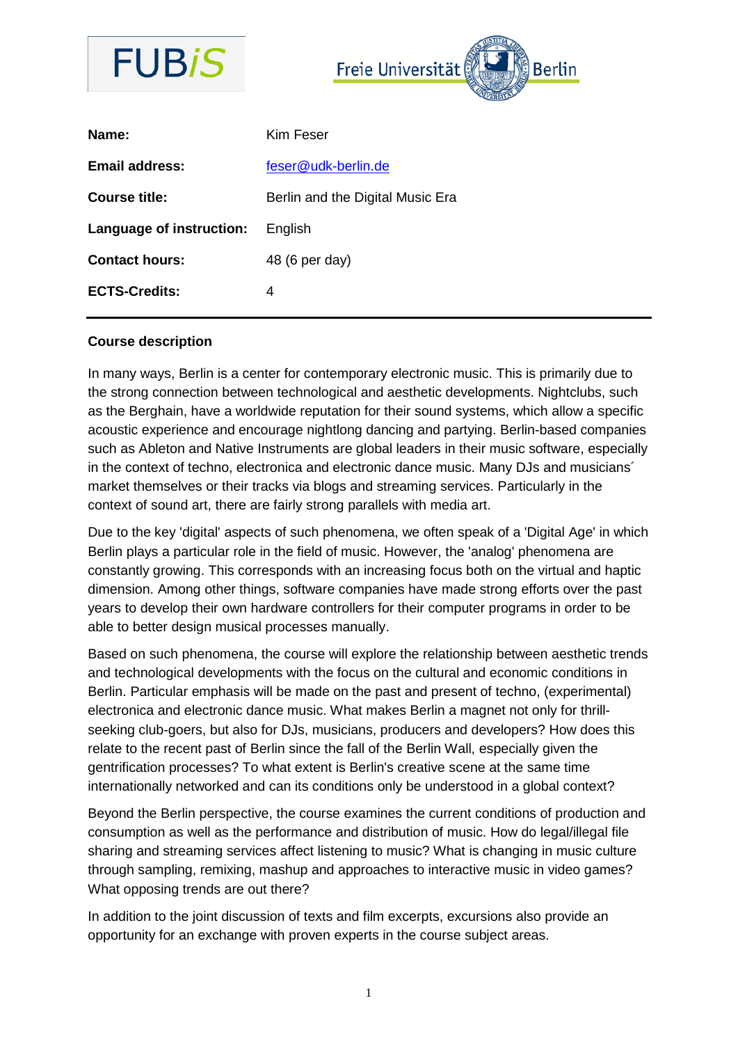| | |
|---|---|
| **Name:** | Kim Feser |
| **Email address:** | feser@udk-berlin.de |
| **Course title:** | Berlin and the Digital Music Era |
| **Language of instruction:** | English |
| **Contact hours:** | 48 (6 per day) |
| **ECTS-Credits:** | 4 |

**Course description**

In many ways, Berlin is a center for contemporary electronic music. This is primarily due to the strong connection between technological and aesthetic developments. Nightclubs, such as the Berghain, have a worldwide reputation for their sound systems, which allow a specific acoustic experience and encourage nightlong dancing and partying. Berlin-based companies such as Ableton and Native Instruments are global leaders in their music software, especially in the context of techno, electronica and electronic dance music. Many DJs and musicians´ market themselves or their tracks via blogs and streaming services. Particularly in the context of sound art, there are fairly strong parallels with media art.

Due to the key 'digital' aspects of such phenomena, we often speak of a 'Digital Age' in which Berlin plays a particular role in the field of music. However, the 'analog' phenomena are constantly growing. This corresponds with an increasing focus both on the virtual and haptic dimension. Among other things, software companies have made strong efforts over the past years to develop their own hardware controllers for their computer programs in order to be able to better design musical processes manually.

Based on such phenomena, the course will explore the relationship between aesthetic trends and technological developments with the focus on the cultural and economic conditions in Berlin. Particular emphasis will be made on the past and present of techno, (experimental) electronica and electronic dance music. What makes Berlin a magnet not only for thrill-seeking club-goers, but also for DJs, musicians, producers and developers? How does this relate to the recent past of Berlin since the fall of the Berlin Wall, especially given the gentrification processes? To what extent is Berlin's creative scene at the same time internationally networked and can its conditions only be understood in a global context?

Beyond the Berlin perspective, the course examines the current conditions of production and consumption as well as the performance and distribution of music. How do legal/illegal file sharing and streaming services affect listening to music? What is changing in music culture through sampling, remixing, mashup and approaches to interactive music in video games? What opposing trends are out there?

In addition to the joint discussion of texts and film excerpts, excursions also provide an opportunity for an exchange with proven experts in the course subject areas.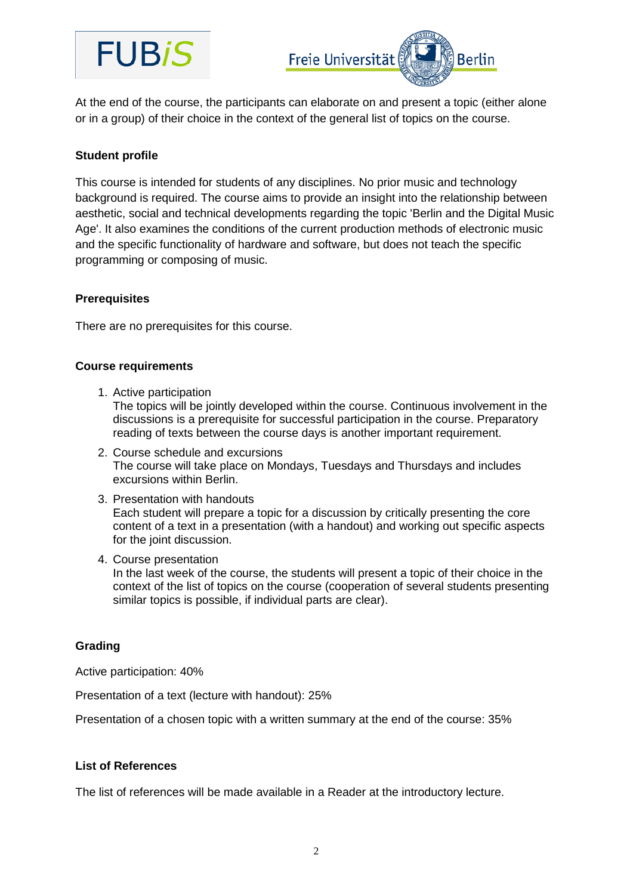At the end of the course, the participants can elaborate on and present a topic (either alone or in a group) of their choice in the context of the general list of topics on the course.

**Student profile**

This course is intended for students of any disciplines. No prior music and technology background is required. The course aims to provide an insight into the relationship between aesthetic, social and technical developments regarding the topic 'Berlin and the Digital Music Age'. It also examines the conditions of the current production methods of electronic music and the specific functionality of hardware and software, but does not teach the specific programming or composing of music.

**Prerequisites**

There are no prerequisites for this course.

**Course requirements**

1. Active participation
   The topics will be jointly developed within the course. Continuous involvement in the discussions is a prerequisite for successful participation in the course. Preparatory reading of texts between the course days is another important requirement.
2. Course schedule and excursions
   The course will take place on Mondays, Tuesdays and Thursdays and includes excursions within Berlin.
3. Presentation with handouts
   Each student will prepare a topic for a discussion by critically presenting the core content of a text in a presentation (with a handout) and working out specific aspects for the joint discussion.
4. Course presentation
   In the last week of the course, the students will present a topic of their choice in the context of the list of topics on the course (cooperation of several students presenting similar topics is possible, if individual parts are clear).

**Grading**

Active participation: 40%

Presentation of a text (lecture with handout): 25%

Presentation of a chosen topic with a written summary at the end of the course: 35%

**List of References**

The list of references will be made available in a Reader at the introductory lecture.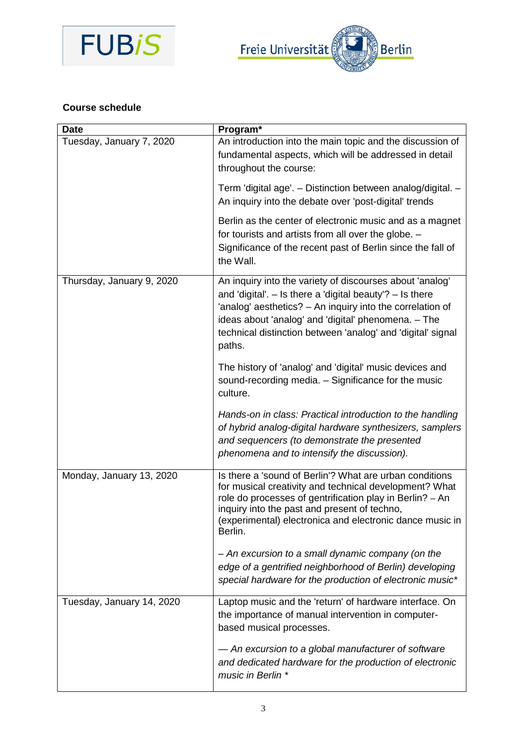**Course schedule**

| Date | Program* |
| --- | --- |
| Tuesday, January 7, 2020 | An introduction into the main topic and the discussion of fundamental aspects, which will be addressed in detail throughout the course:<br><br>Term 'digital age'. – Distinction between analog/digital. – An inquiry into the debate over 'post-digital' trends<br><br>Berlin as the center of electronic music and as a magnet for tourists and artists from all over the globe. – Significance of the recent past of Berlin since the fall of the Wall. |
| Thursday, January 9, 2020 | An inquiry into the variety of discourses about 'analog' and 'digital'. – Is there a 'digital beauty'? – Is there 'analog' aesthetics? – An inquiry into the correlation of ideas about 'analog' and 'digital' phenomena. – The technical distinction between 'analog' and 'digital' signal paths.<br><br>The history of 'analog' and 'digital' music devices and sound-recording media. – Significance for the music culture.<br><br>*Hands-on in class: Practical introduction to the handling of hybrid analog-digital hardware synthesizers, samplers and sequencers (to demonstrate the presented phenomena and to intensify the discussion).* |
| Monday, January 13, 2020 | Is there a 'sound of Berlin'? What are urban conditions for musical creativity and technical development? What role do processes of gentrification play in Berlin? – An inquiry into the past and present of techno, (experimental) electronica and electronic dance music in Berlin.<br><br>*– An excursion to a small dynamic company (on the edge of a gentrified neighborhood of Berlin) developing special hardware for the production of electronic music** |
| Tuesday, January 14, 2020 | Laptop music and the 'return' of hardware interface. On the importance of manual intervention in computer-based musical processes.<br><br>*— An excursion to a global manufacturer of software and dedicated hardware for the production of electronic music in Berlin ** |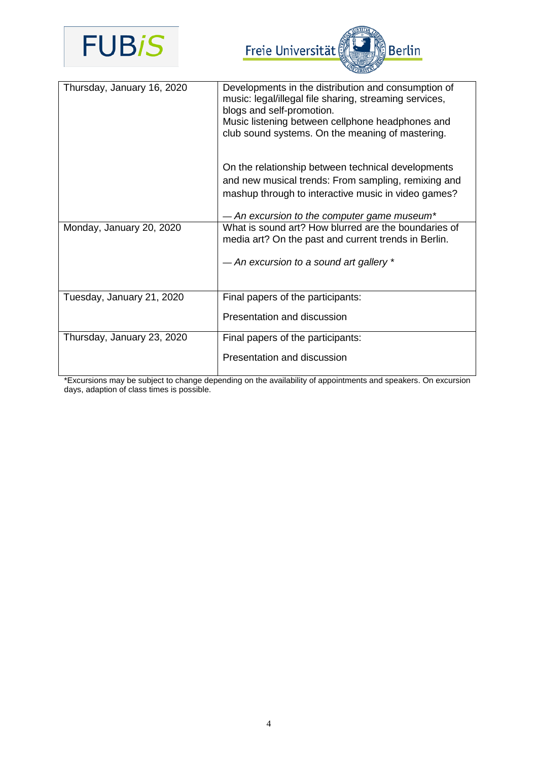| | |
|---|---|
| Thursday, January 16, 2020 | Developments in the distribution and consumption of music: legal/illegal file sharing, streaming services, blogs and self-promotion.<br>Music listening between cellphone headphones and club sound systems. On the meaning of mastering.<br><br>On the relationship between technical developments and new musical trends: From sampling, remixing and mashup through to interactive music in video games?<br><br>*— An excursion to the computer game museum** |
| Monday, January 20, 2020 | What is sound art? How blurred are the boundaries of media art? On the past and current trends in Berlin.<br><br>*— An excursion to a sound art gallery ** |
| Tuesday, January 21, 2020 | Final papers of the participants:<br><br>Presentation and discussion |
| Thursday, January 23, 2020 | Final papers of the participants:<br><br>Presentation and discussion |

*Excursions may be subject to change depending on the availability of appointments and speakers. On excursion days, adaption of class times is possible.